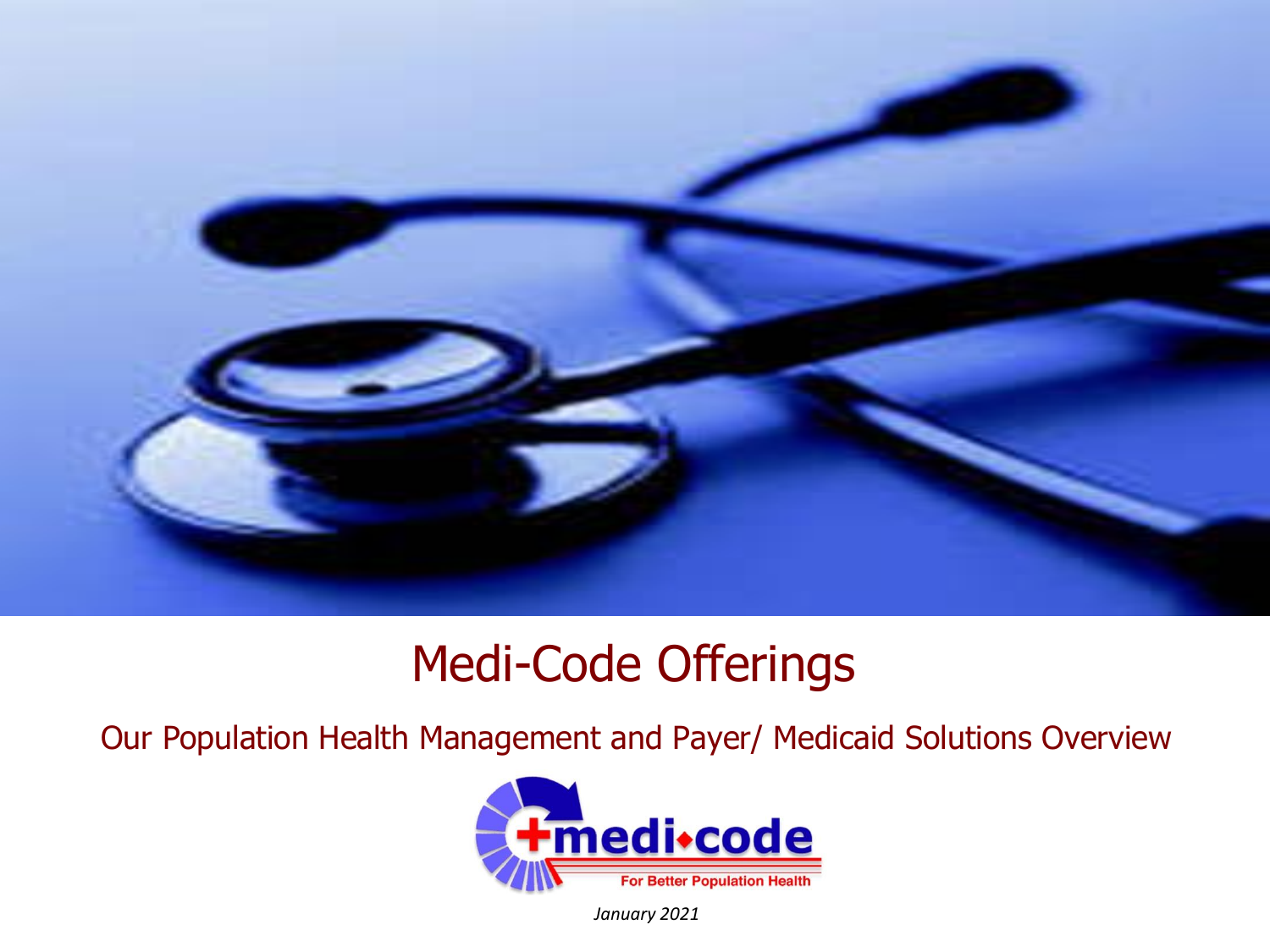# Medi-Code Offerings

## Our Population Health Management and Payer/ Medicaid Solutions Overview

medi•code

For Better Population Health

*January 2021*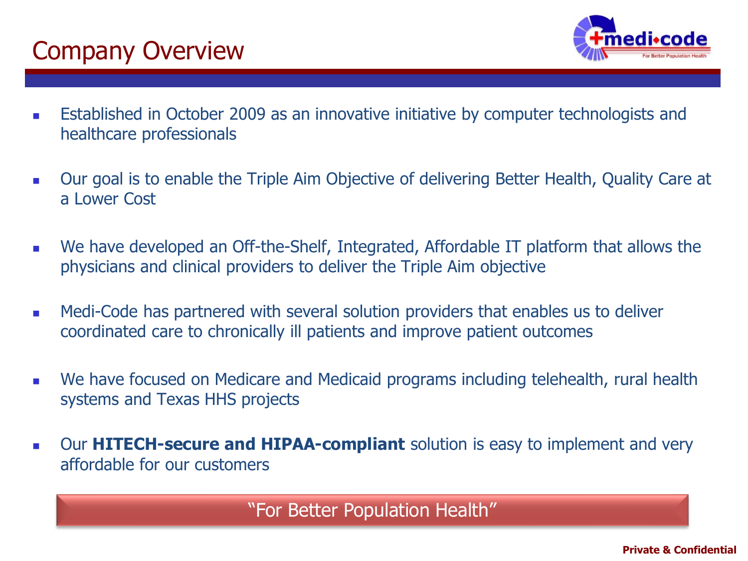# Company Overview

- Established in October 2009 as an innovative initiative by computer technologists and healthcare professionals
- Our goal is to enable the Triple Aim Objective of delivering Better Health, Quality Care at a Lower Cost
- We have developed an Off-the-Shelf, Integrated, Affordable IT platform that allows the physicians and clinical providers to deliver the Triple Aim objective
- Medi-Code has partnered with several solution providers that enables us to deliver coordinated care to chronically ill patients and improve patient outcomes
- We have focused on Medicare and Medicaid programs including telehealth, rural health systems and Texas HHS projects
- Our **HITECH-secure and HIPAA-compliant** solution is easy to implement and very affordable for our customers

"For Better Population Health"

Private & Confidential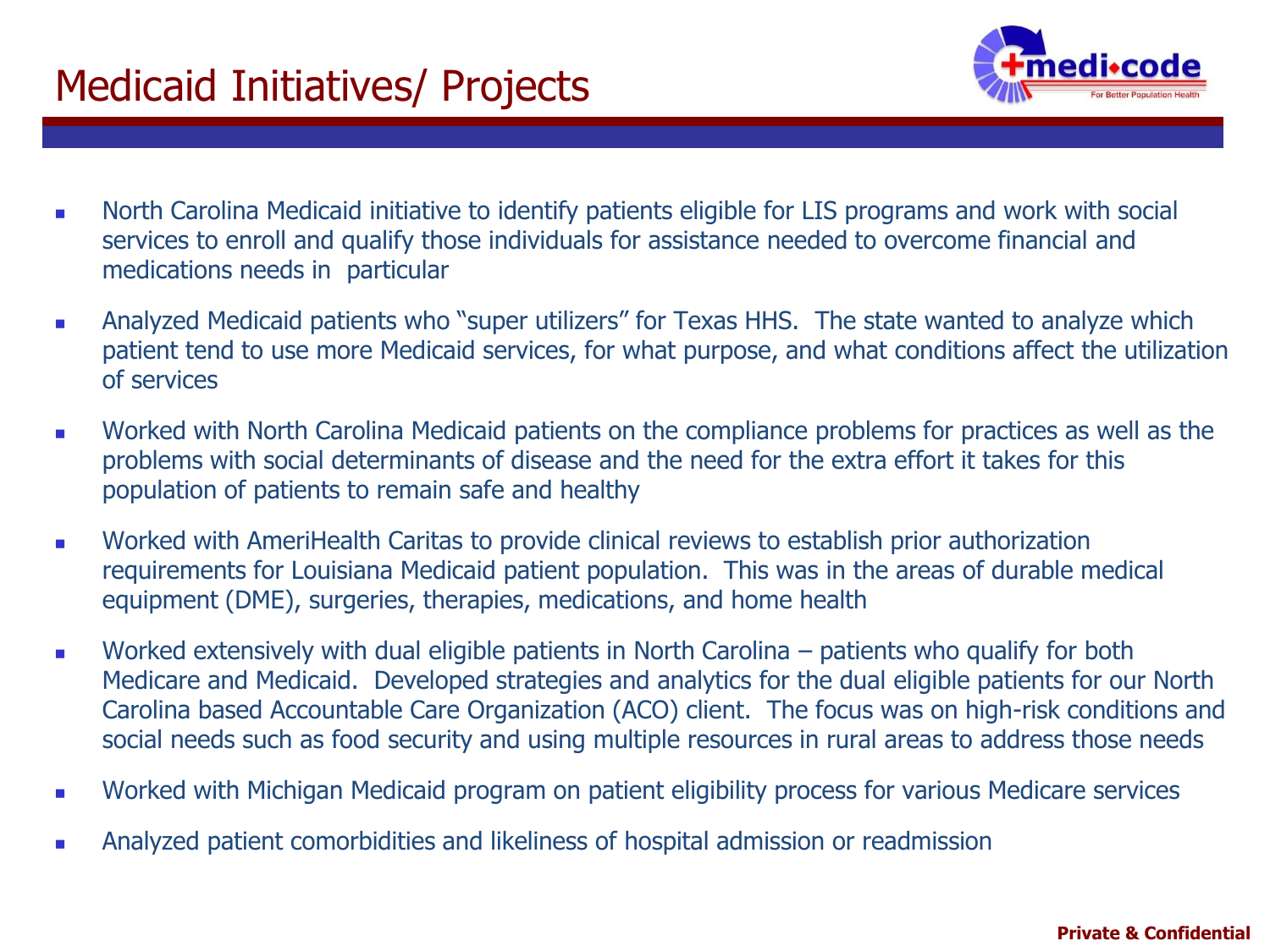# Medicaid Initiatives/ Projects

- North Carolina Medicaid initiative to identify patients eligible for LIS programs and work with social services to enroll and qualify those individuals for assistance needed to overcome financial and medications needs in particular
- Analyzed Medicaid patients who "super utilizers" for Texas HHS. The state wanted to analyze which patient tend to use more Medicaid services, for what purpose, and what conditions affect the utilization of services
- Worked with North Carolina Medicaid patients on the compliance problems for practices as well as the problems with social determinants of disease and the need for the extra effort it takes for this population of patients to remain safe and healthy
- Worked with AmeriHealth Caritas to provide clinical reviews to establish prior authorization requirements for Louisiana Medicaid patient population. This was in the areas of durable medical equipment (DME), surgeries, therapies, medications, and home health
- Worked extensively with dual eligible patients in North Carolina – patients who qualify for both Medicare and Medicaid. Developed strategies and analytics for the dual eligible patients for our North Carolina based Accountable Care Organization (ACO) client. The focus was on high-risk conditions and social needs such as food security and using multiple resources in rural areas to address those needs
- Worked with Michigan Medicaid program on patient eligibility process for various Medicare services
- Analyzed patient comorbidities and likeliness of hospital admission or readmission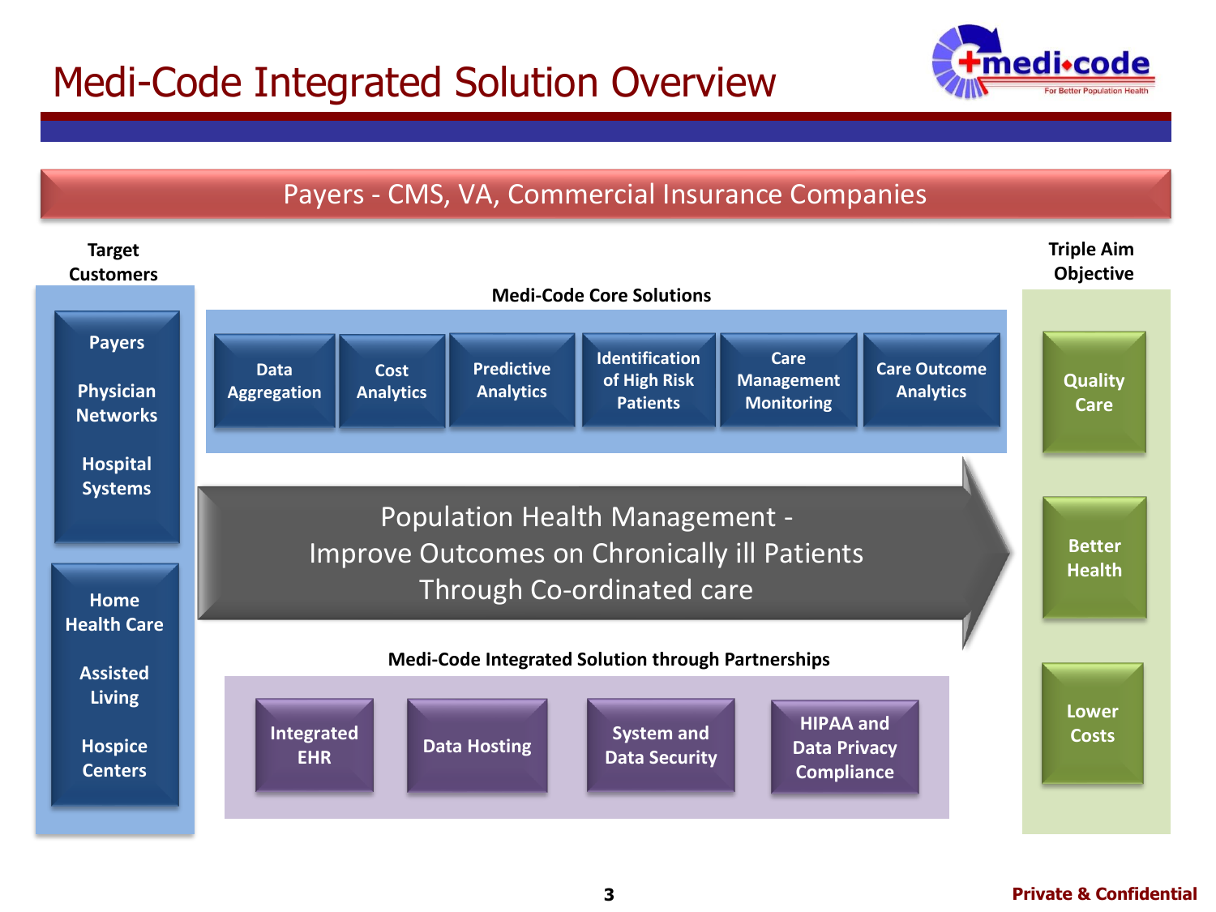# Medi-Code Integrated Solution Overview

## Payers - CMS, VA, Commercial Insurance Companies

**Target Customers**

- Payers
- Physician Networks
- Hospital Systems
- Home Health Care
- Assisted Living
- Hospice Centers

**Medi-Code Core Solutions**

- Data Aggregation
- Cost Analytics
- Predictive Analytics
- Identification of High Risk Patients
- Care Management Monitoring
- Care Outcome Analytics

**Population Health Management - Improve Outcomes on Chronically ill Patients Through Co-ordinated care**

**Medi-Code Integrated Solution through Partnerships**

- Integrated EHR
- Data Hosting
- System and Data Security
- HIPAA and Data Privacy Compliance

**Triple Aim Objective**

- Quality Care
- Better Health
- Lower Costs

Private & Confidential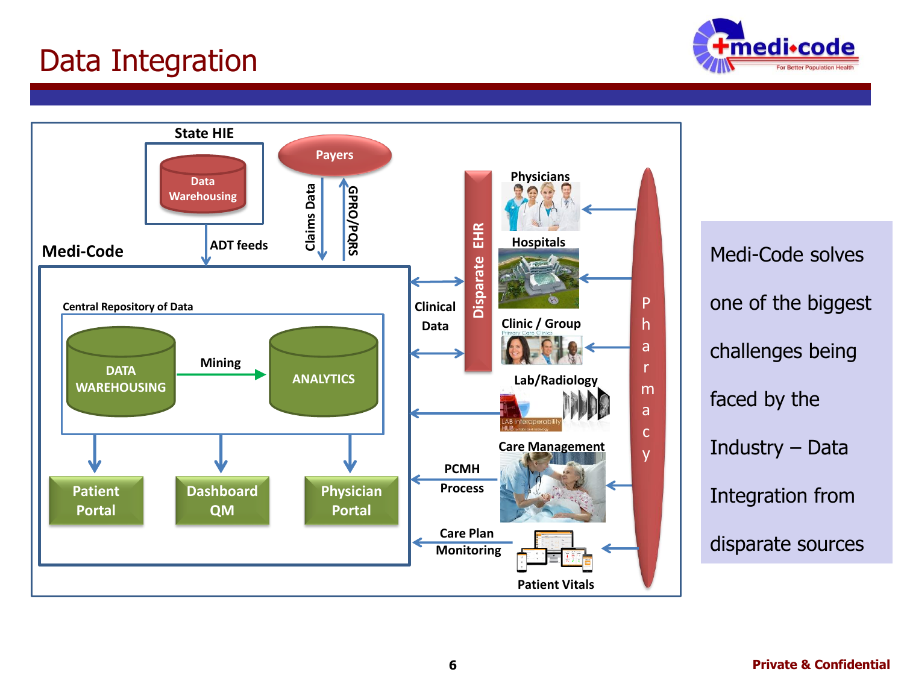# Data Integration

State HIE

Data Warehousing

Payers

ADT feeds

Claims Data

GPRO/PQRS

Medi-Code

Central Repository of Data

DATA WAREHOUSING

Mining

ANALYTICS

Patient Portal

Dashboard QM

Physician Portal

Disparate EHR

Clinical Data

Physicians

Hospitals

Clinic / Group

Lab/Radiology

Care Management

PCMH Process

Care Plan Monitoring

Patient Vitals

Pharmacy

Medi-Code solves one of the biggest challenges being faced by the Industry – Data Integration from disparate sources

**Private & Confidential**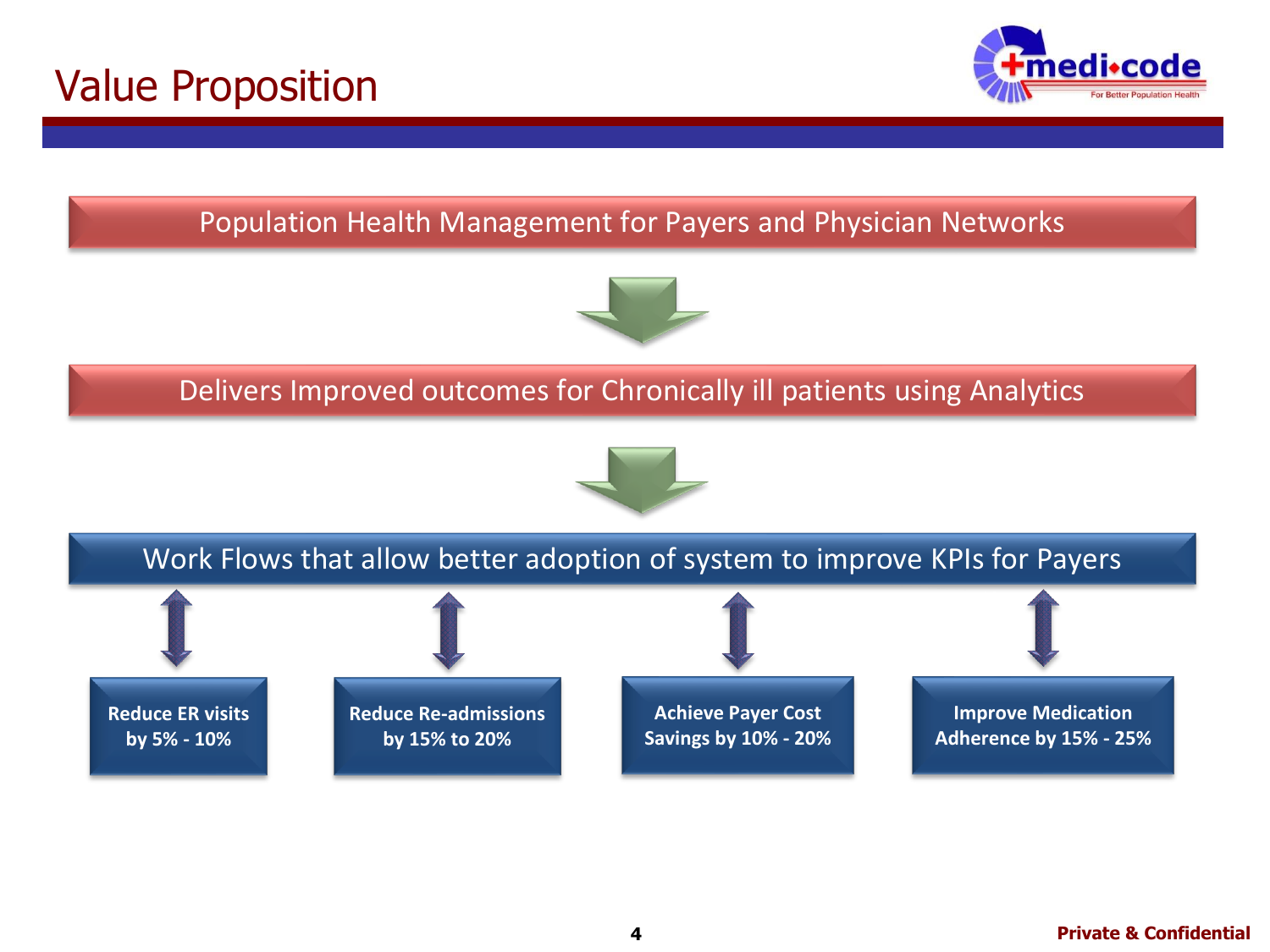# Value Proposition

Population Health Management for Payers and Physician Networks

Delivers Improved outcomes for Chronically ill patients using Analytics

Work Flows that allow better adoption of system to improve KPIs for Payers

- **Reduce ER visits by 5% - 10%**
- **Reduce Re-admissions by 15% to 20%**
- **Achieve Payer Cost Savings by 10% - 20%**
- **Improve Medication Adherence by 15% - 25%**

**Private & Confidential**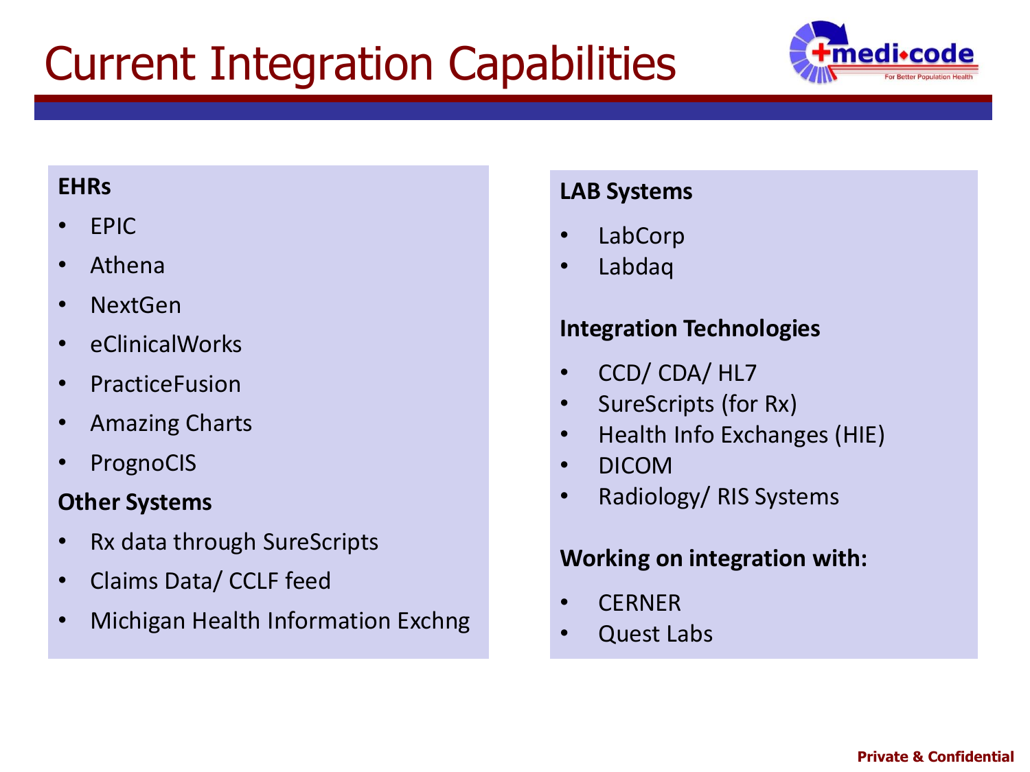# Current Integration Capabilities

**EHRs**

- EPIC
- Athena
- NextGen
- eClinicalWorks
- PracticeFusion
- Amazing Charts
- PrognoCIS

**Other Systems**

- Rx data through SureScripts
- Claims Data/ CCLF feed
- Michigan Health Information Exchng

**LAB Systems**

- LabCorp
- Labdaq

**Integration Technologies**

- CCD/ CDA/ HL7
- SureScripts (for Rx)
- Health Info Exchanges (HIE)
- DICOM
- Radiology/ RIS Systems

**Working on integration with:**

- CERNER
- Quest Labs

**Private & Confidential**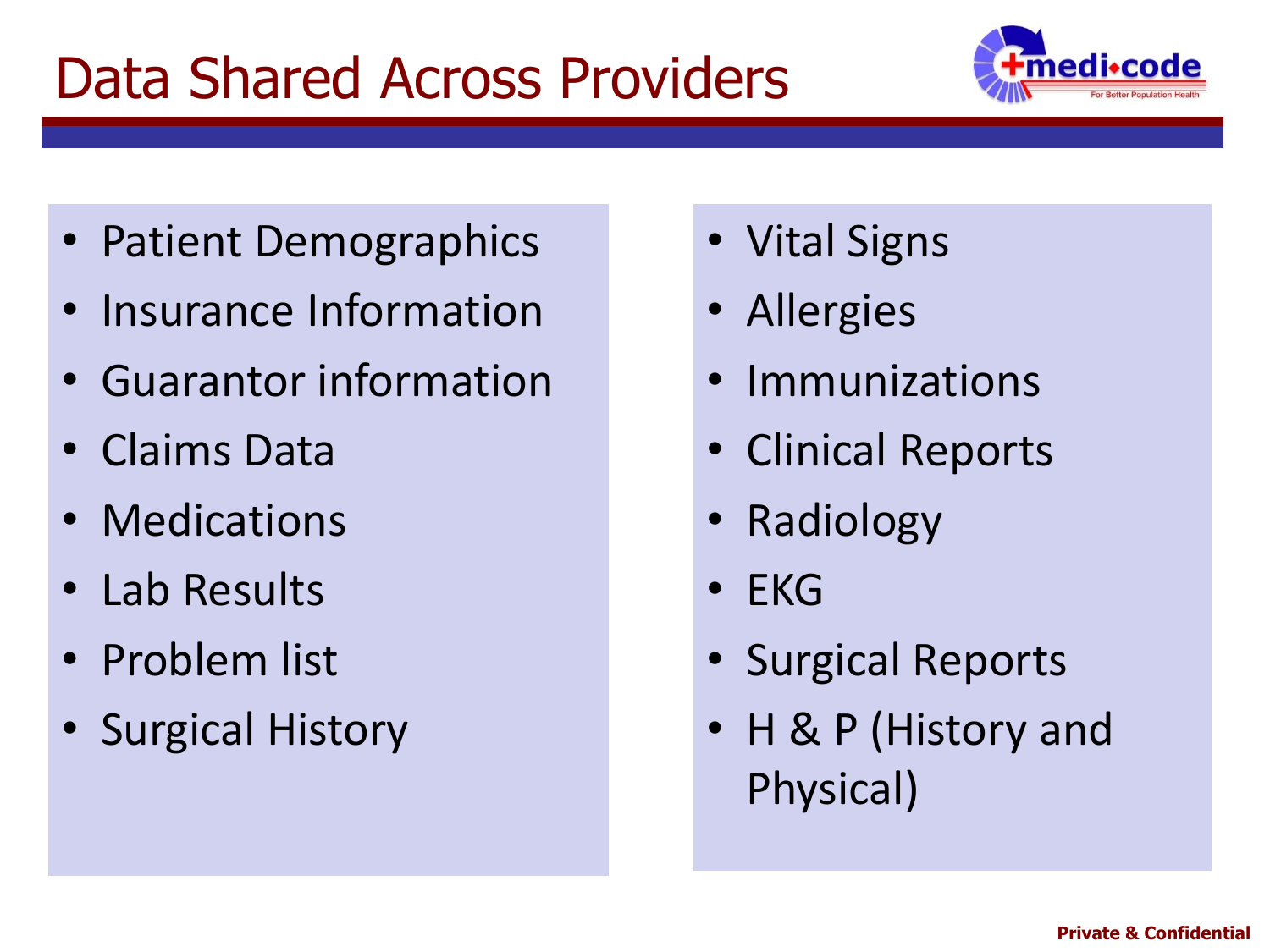# Data Shared Across Providers

- Patient Demographics
- Insurance Information
- Guarantor information
- Claims Data
- Medications
- Lab Results
- Problem list
- Surgical History

- Vital Signs
- Allergies
- Immunizations
- Clinical Reports
- Radiology
- EKG
- Surgical Reports
- H & P (History and Physical)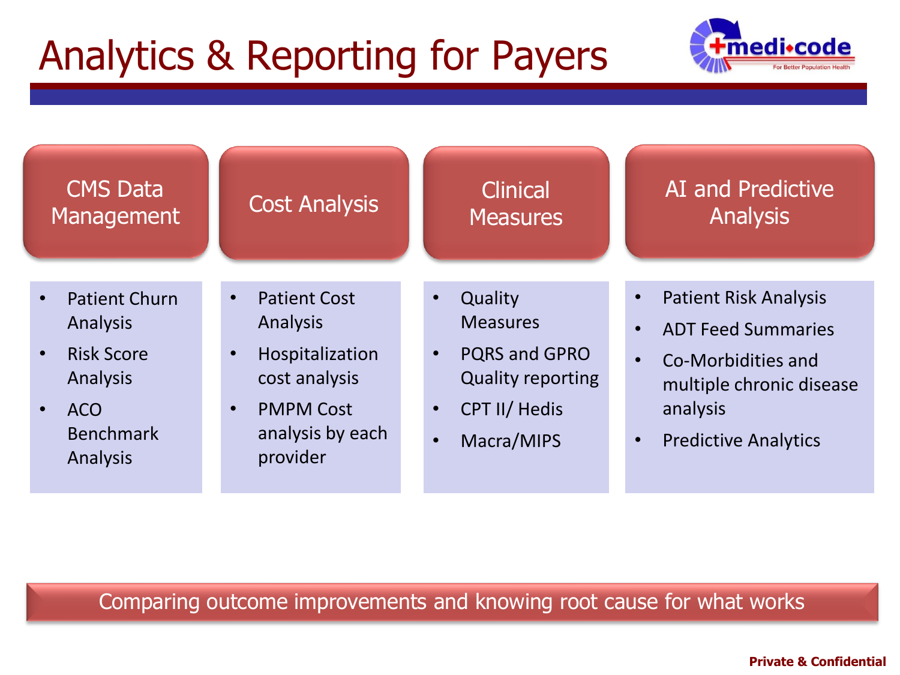# Analytics & Reporting for Payers

## CMS Data Management

- Patient Churn Analysis
- Risk Score Analysis
- ACO Benchmark Analysis

## Cost Analysis

- Patient Cost Analysis
- Hospitalization cost analysis
- PMPM Cost analysis by each provider

## Clinical Measures

- Quality Measures
- PQRS and GPRO Quality reporting
- CPT II/ Hedis
- Macra/MIPS

## AI and Predictive Analysis

- Patient Risk Analysis
- ADT Feed Summaries
- Co-Morbidities and multiple chronic disease analysis
- Predictive Analytics

Comparing outcome improvements and knowing root cause for what works

**Private & Confidential**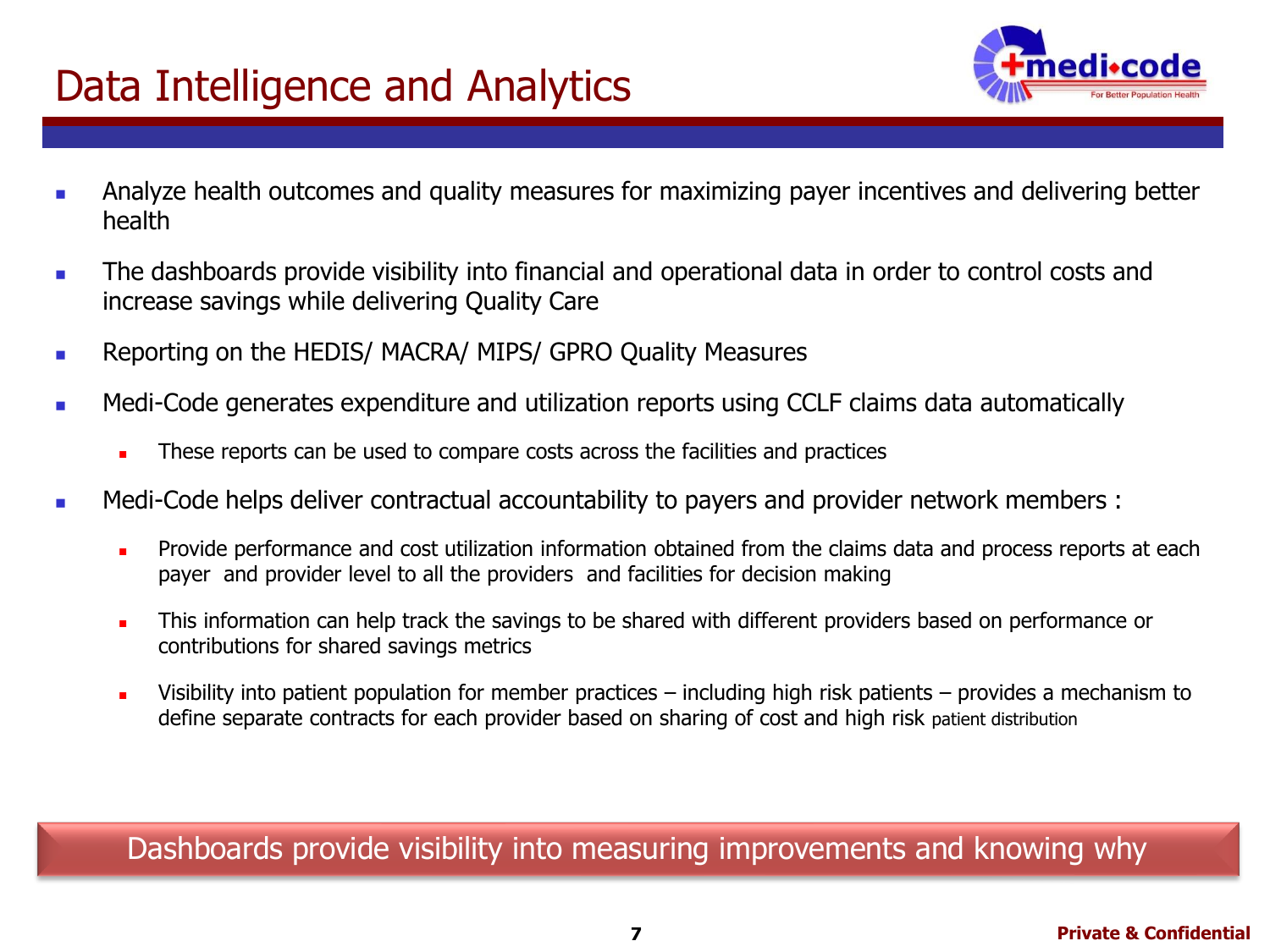# Data Intelligence and Analytics

- Analyze health outcomes and quality measures for maximizing payer incentives and delivering better health
- The dashboards provide visibility into financial and operational data in order to control costs and increase savings while delivering Quality Care
- Reporting on the HEDIS/ MACRA/ MIPS/ GPRO Quality Measures
- Medi-Code generates expenditure and utilization reports using CCLF claims data automatically
  - These reports can be used to compare costs across the facilities and practices
- Medi-Code helps deliver contractual accountability to payers and provider network members :
  - Provide performance and cost utilization information obtained from the claims data and process reports at each payer and provider level to all the providers and facilities for decision making
  - This information can help track the savings to be shared with different providers based on performance or contributions for shared savings metrics
  - Visibility into patient population for member practices – including high risk patients – provides a mechanism to define separate contracts for each provider based on sharing of cost and high risk patient distribution

**Dashboards provide visibility into measuring improvements and knowing why**

**Private & Confidential**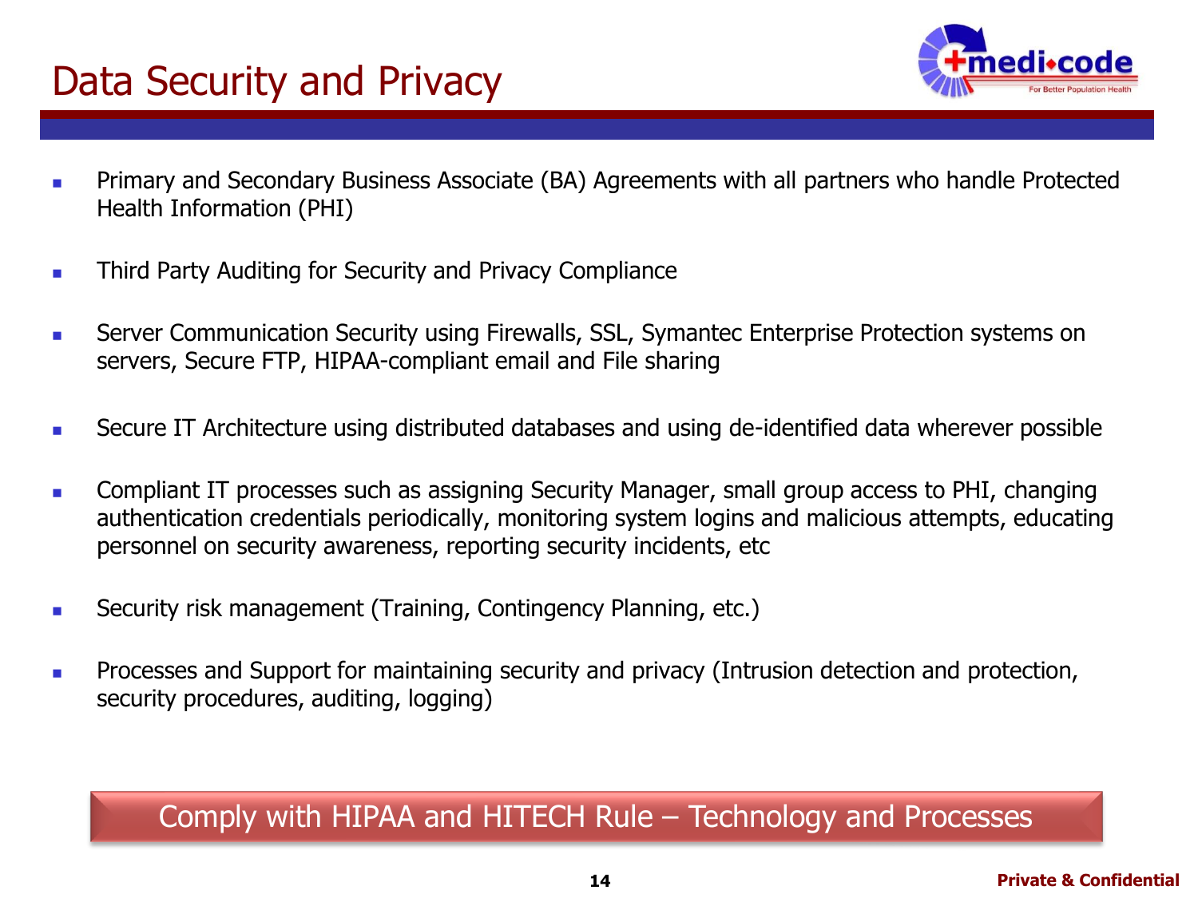# Data Security and Privacy

- Primary and Secondary Business Associate (BA) Agreements with all partners who handle Protected Health Information (PHI)
- Third Party Auditing for Security and Privacy Compliance
- Server Communication Security using Firewalls, SSL, Symantec Enterprise Protection systems on servers, Secure FTP, HIPAA-compliant email and File sharing
- Secure IT Architecture using distributed databases and using de-identified data wherever possible
- Compliant IT processes such as assigning Security Manager, small group access to PHI, changing authentication credentials periodically, monitoring system logins and malicious attempts, educating personnel on security awareness, reporting security incidents, etc
- Security risk management (Training, Contingency Planning, etc.)
- Processes and Support for maintaining security and privacy (Intrusion detection and protection, security procedures, auditing, logging)

**Comply with HIPAA and HITECH Rule – Technology and Processes**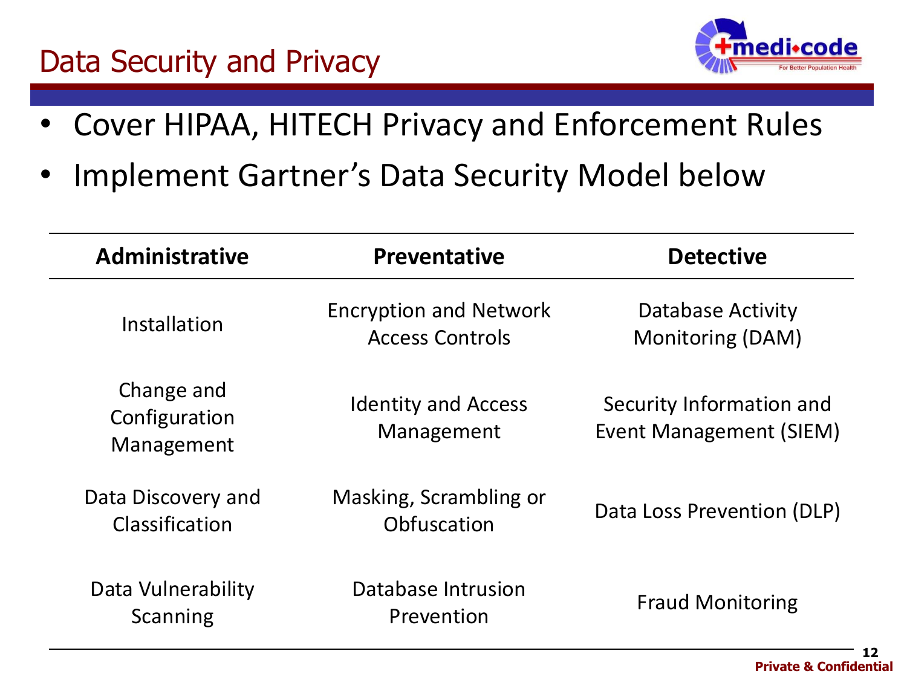# Data Security and Privacy

- Cover HIPAA, HITECH Privacy and Enforcement Rules
- Implement Gartner's Data Security Model below

| Administrative | Preventative | Detective |
|---|---|---|
| Installation | Encryption and Network Access Controls | Database Activity Monitoring (DAM) |
| Change and Configuration Management | Identity and Access Management | Security Information and Event Management (SIEM) |
| Data Discovery and Classification | Masking, Scrambling or Obfuscation | Data Loss Prevention (DLP) |
| Data Vulnerability Scanning | Database Intrusion Prevention | Fraud Monitoring |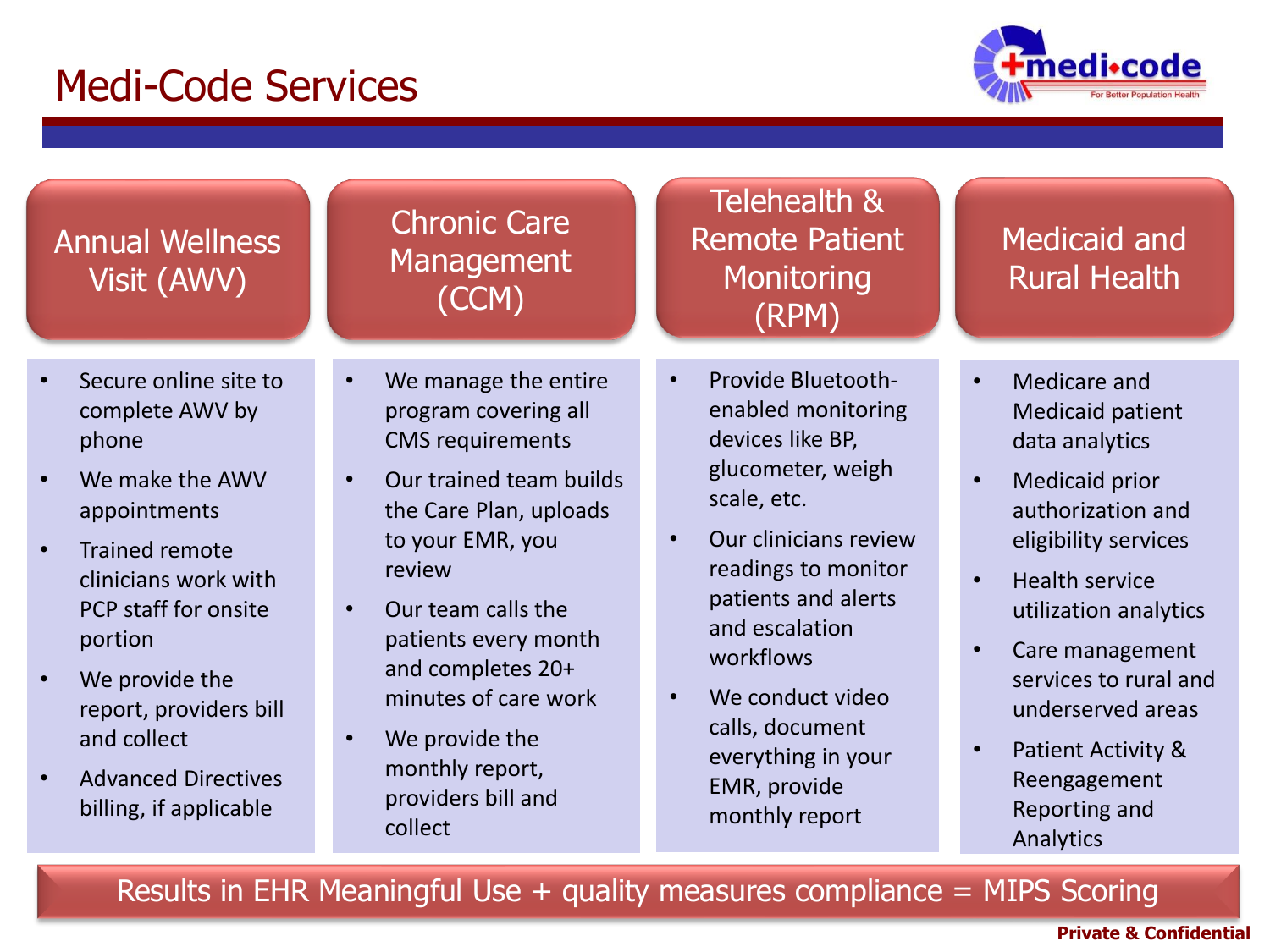# Medi-Code Services

## Annual Wellness Visit (AWV)

- Secure online site to complete AWV by phone
- We make the AWV appointments
- Trained remote clinicians work with PCP staff for onsite portion
- We provide the report, providers bill and collect
- Advanced Directives billing, if applicable

## Chronic Care Management (CCM)

- We manage the entire program covering all CMS requirements
- Our trained team builds the Care Plan, uploads to your EMR, you review
- Our team calls the patients every month and completes 20+ minutes of care work
- We provide the monthly report, providers bill and collect

## Telehealth & Remote Patient Monitoring (RPM)

- Provide Bluetooth-enabled monitoring devices like BP, glucometer, weigh scale, etc.
- Our clinicians review readings to monitor patients and alerts and escalation workflows
- We conduct video calls, document everything in your EMR, provide monthly report

## Medicaid and Rural Health

- Medicare and Medicaid patient data analytics
- Medicaid prior authorization and eligibility services
- Health service utilization analytics
- Care management services to rural and underserved areas
- Patient Activity & Reengagement Reporting and Analytics

**Results in EHR Meaningful Use + quality measures compliance = MIPS Scoring**

**Private & Confidential**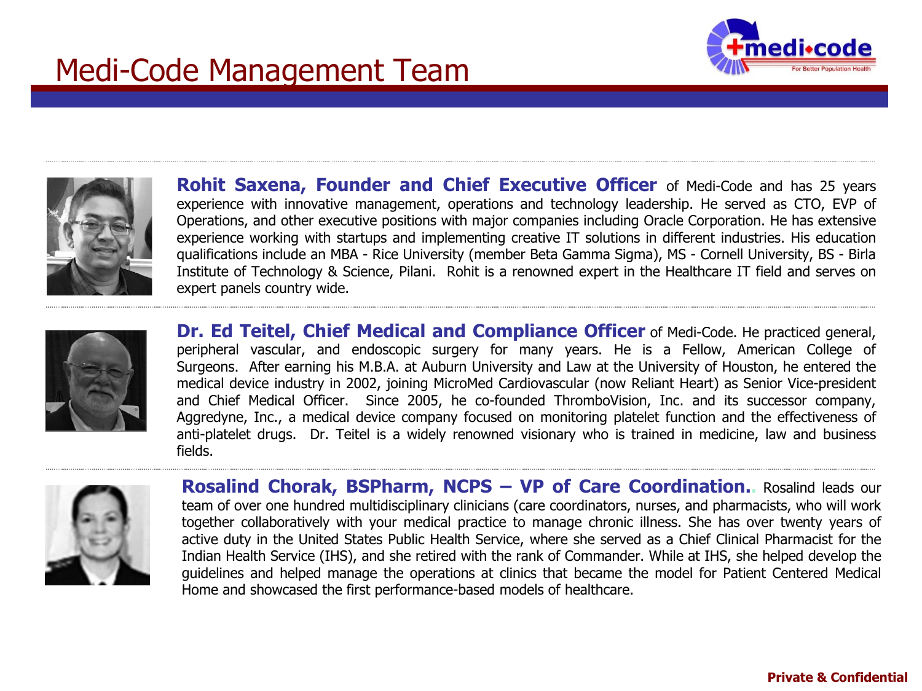# Medi-Code Management Team

**Rohit Saxena, Founder and Chief Executive Officer** of Medi-Code and has 25 years experience with innovative management, operations and technology leadership. He served as CTO, EVP of Operations, and other executive positions with major companies including Oracle Corporation. He has extensive experience working with startups and implementing creative IT solutions in different industries. His education qualifications include an MBA - Rice University (member Beta Gamma Sigma), MS - Cornell University, BS - Birla Institute of Technology & Science, Pilani. Rohit is a renowned expert in the Healthcare IT field and serves on expert panels country wide.

**Dr. Ed Teitel, Chief Medical and Compliance Officer** of Medi-Code. He practiced general, peripheral vascular, and endoscopic surgery for many years. He is a Fellow, American College of Surgeons. After earning his M.B.A. at Auburn University and Law at the University of Houston, he entered the medical device industry in 2002, joining MicroMed Cardiovascular (now Reliant Heart) as Senior Vice-president and Chief Medical Officer. Since 2005, he co-founded ThromboVision, Inc. and its successor company, Aggredyne, Inc., a medical device company focused on monitoring platelet function and the effectiveness of anti-platelet drugs. Dr. Teitel is a widely renowned visionary who is trained in medicine, law and business fields.

**Rosalind Chorak, BSPharm, NCPS – VP of Care Coordination.**. Rosalind leads our team of over one hundred multidisciplinary clinicians (care coordinators, nurses, and pharmacists, who will work together collaboratively with your medical practice to manage chronic illness. She has over twenty years of active duty in the United States Public Health Service, where she served as a Chief Clinical Pharmacist for the Indian Health Service (IHS), and she retired with the rank of Commander. While at IHS, she helped develop the guidelines and helped manage the operations at clinics that became the model for Patient Centered Medical Home and showcased the first performance-based models of healthcare.

**Private & Confidential**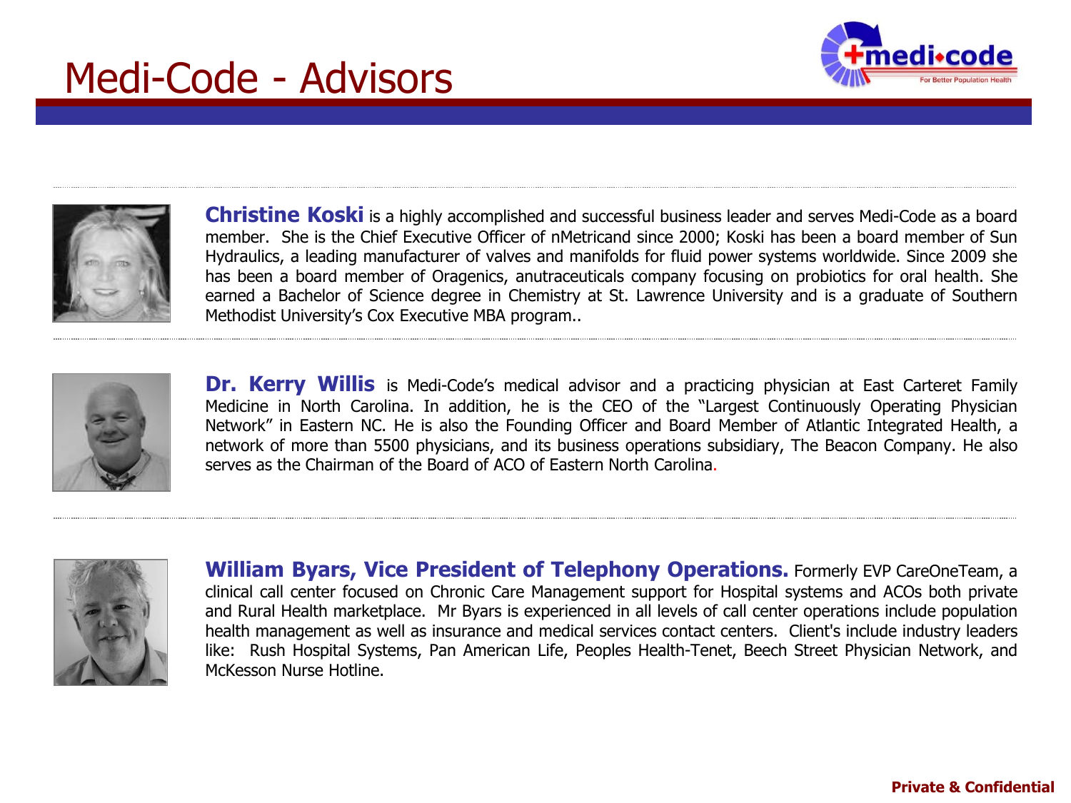# Medi-Code - Advisors

**Christine Koski** is a highly accomplished and successful business leader and serves Medi-Code as a board member. She is the Chief Executive Officer of nMetricand since 2000; Koski has been a board member of Sun Hydraulics, a leading manufacturer of valves and manifolds for fluid power systems worldwide. Since 2009 she has been a board member of Oragenics, anutraceuticals company focusing on probiotics for oral health. She earned a Bachelor of Science degree in Chemistry at St. Lawrence University and is a graduate of Southern Methodist University's Cox Executive MBA program..

**Dr. Kerry Willis** is Medi-Code's medical advisor and a practicing physician at East Carteret Family Medicine in North Carolina. In addition, he is the CEO of the "Largest Continuously Operating Physician Network" in Eastern NC. He is also the Founding Officer and Board Member of Atlantic Integrated Health, a network of more than 5500 physicians, and its business operations subsidiary, The Beacon Company. He also serves as the Chairman of the Board of ACO of Eastern North Carolina.

**William Byars, Vice President of Telephony Operations.** Formerly EVP CareOneTeam, a clinical call center focused on Chronic Care Management support for Hospital systems and ACOs both private and Rural Health marketplace. Mr Byars is experienced in all levels of call center operations include population health management as well as insurance and medical services contact centers. Client's include industry leaders like: Rush Hospital Systems, Pan American Life, Peoples Health-Tenet, Beech Street Physician Network, and McKesson Nurse Hotline.

**Private & Confidential**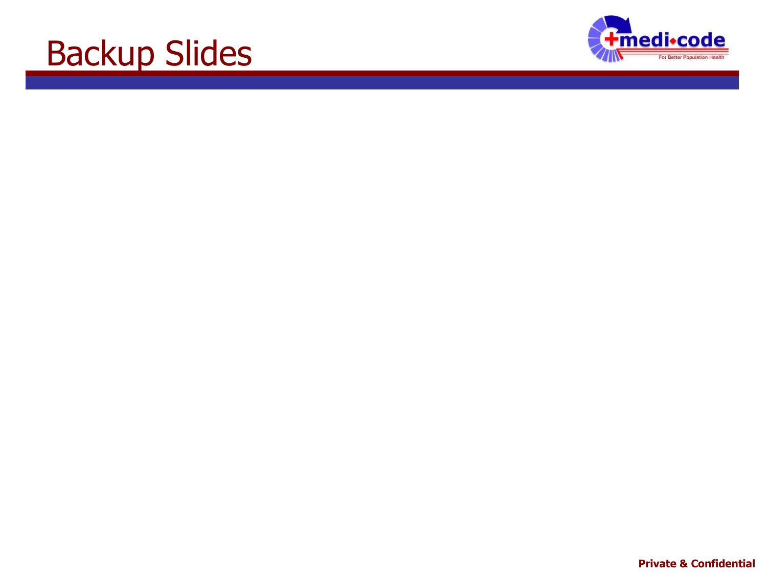# Backup Slides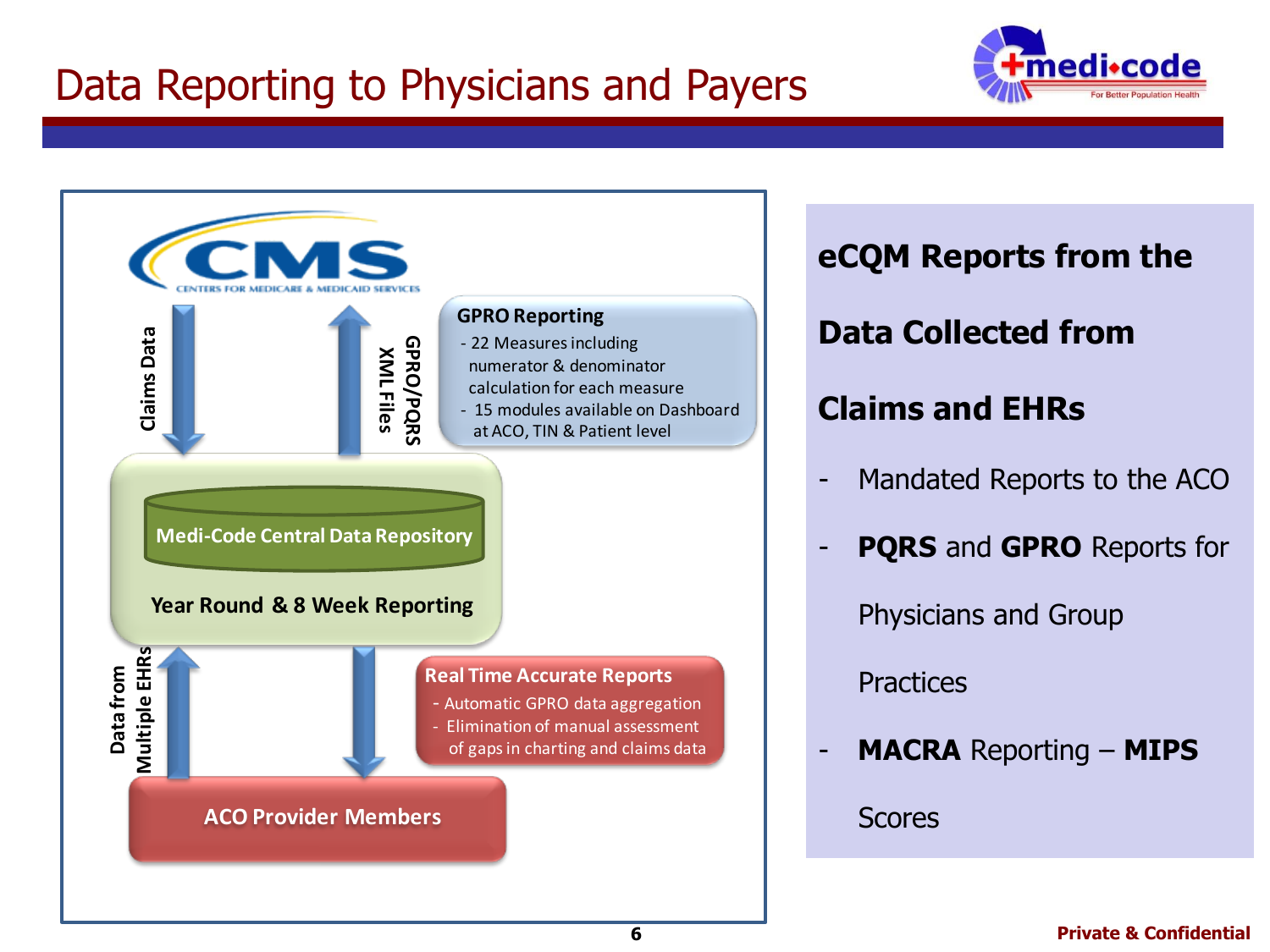# Data Reporting to Physicians and Payers

CMS — Centers for Medicare & Medicaid Services

Claims Data

GPRO/PQRS XML Files

**GPRO Reporting**

- 22 Measures including numerator & denominator calculation for each measure
- 15 modules available on Dashboard at ACO, TIN & Patient level

**Medi-Code Central Data Repository**

**Year Round & 8 Week Reporting**

Data from Multiple EHRs

**Real Time Accurate Reports**

- Automatic GPRO data aggregation
- Elimination of manual assessment of gaps in charting and claims data

**ACO Provider Members**

**eCQM Reports from the Data Collected from Claims and EHRs**

- Mandated Reports to the ACO
- **PQRS** and **GPRO** Reports for Physicians and Group Practices
- **MACRA** Reporting – **MIPS** Scores

**Private & Confidential**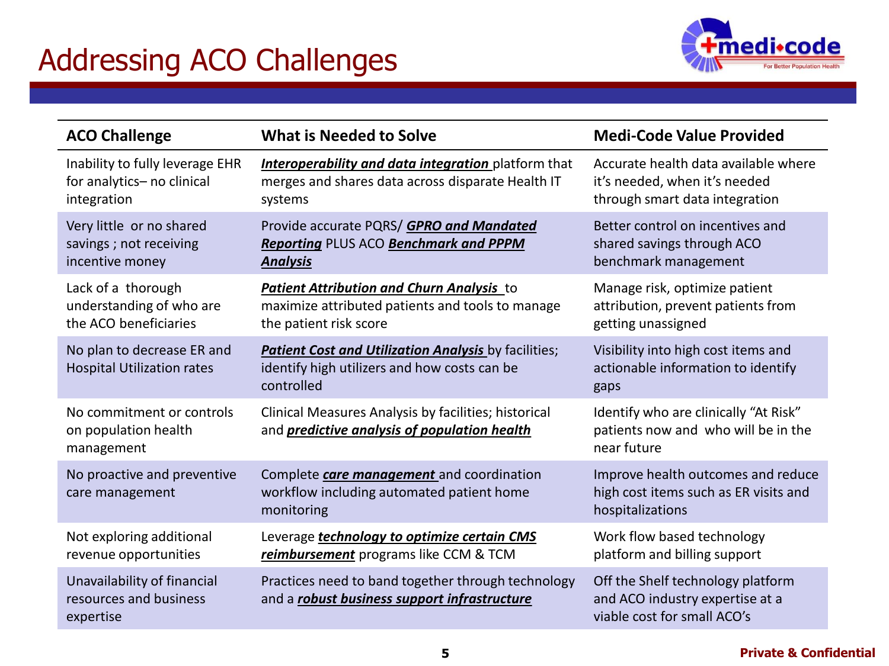# Addressing ACO Challenges

| ACO Challenge | What is Needed to Solve | Medi-Code Value Provided |
|---|---|---|
| Inability to fully leverage EHR for analytics– no clinical integration | ***Interoperability and data integration*** platform that merges and shares data across disparate Health IT systems | Accurate health data available where it's needed, when it's needed through smart data integration |
| Very little or no shared savings ; not receiving incentive money | Provide accurate PQRS/ ***GPRO and Mandated Reporting*** PLUS ACO ***Benchmark and PPPM Analysis*** | Better control on incentives and shared savings through ACO benchmark management |
| Lack of a thorough understanding of who are the ACO beneficiaries | ***Patient Attribution and Churn Analysis*** to maximize attributed patients and tools to manage the patient risk score | Manage risk, optimize patient attribution, prevent patients from getting unassigned |
| No plan to decrease ER and Hospital Utilization rates | ***Patient Cost and Utilization Analysis*** by facilities; identify high utilizers and how costs can be controlled | Visibility into high cost items and actionable information to identify gaps |
| No commitment or controls on population health management | Clinical Measures Analysis by facilities; historical and ***predictive analysis of population health*** | Identify who are clinically "At Risk" patients now and who will be in the near future |
| No proactive and preventive care management | Complete ***care management*** and coordination workflow including automated patient home monitoring | Improve health outcomes and reduce high cost items such as ER visits and hospitalizations |
| Not exploring additional revenue opportunities | Leverage ***technology to optimize certain CMS reimbursement*** programs like CCM & TCM | Work flow based technology platform and billing support |
| Unavailability of financial resources and business expertise | Practices need to band together through technology and a ***robust business support infrastructure*** | Off the Shelf technology platform and ACO industry expertise at a viable cost for small ACO's |

**Private & Confidential**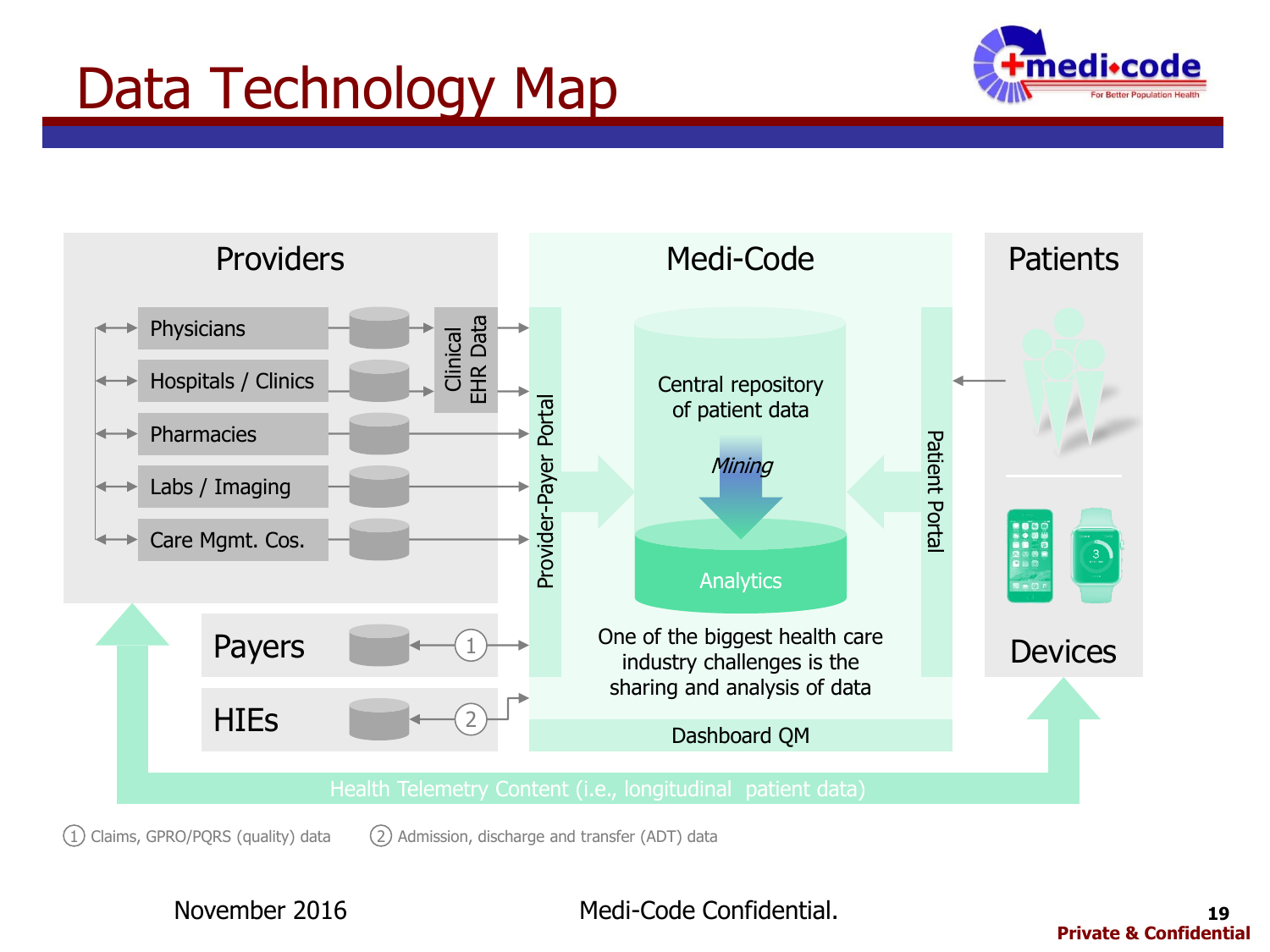# Data Technology Map

Providers

Physicians

Hospitals / Clinics

Pharmacies

Labs / Imaging

Care Mgmt. Cos.

Clinical EHR Data

Payers

HIEs

Medi-Code

Provider-Payer Portal

Central repository of patient data

*Mining*

Analytics

One of the biggest health care industry challenges is the sharing and analysis of data

Dashboard QM

Patient Portal

Patients

Devices

Health Telemetry Content (i.e., longitudinal patient data)

(1) Claims, GPRO/PQRS (quality) data (2) Admission, discharge and transfer (ADT) data

November 2016 Medi-Code Confidential.

Private & Confidential